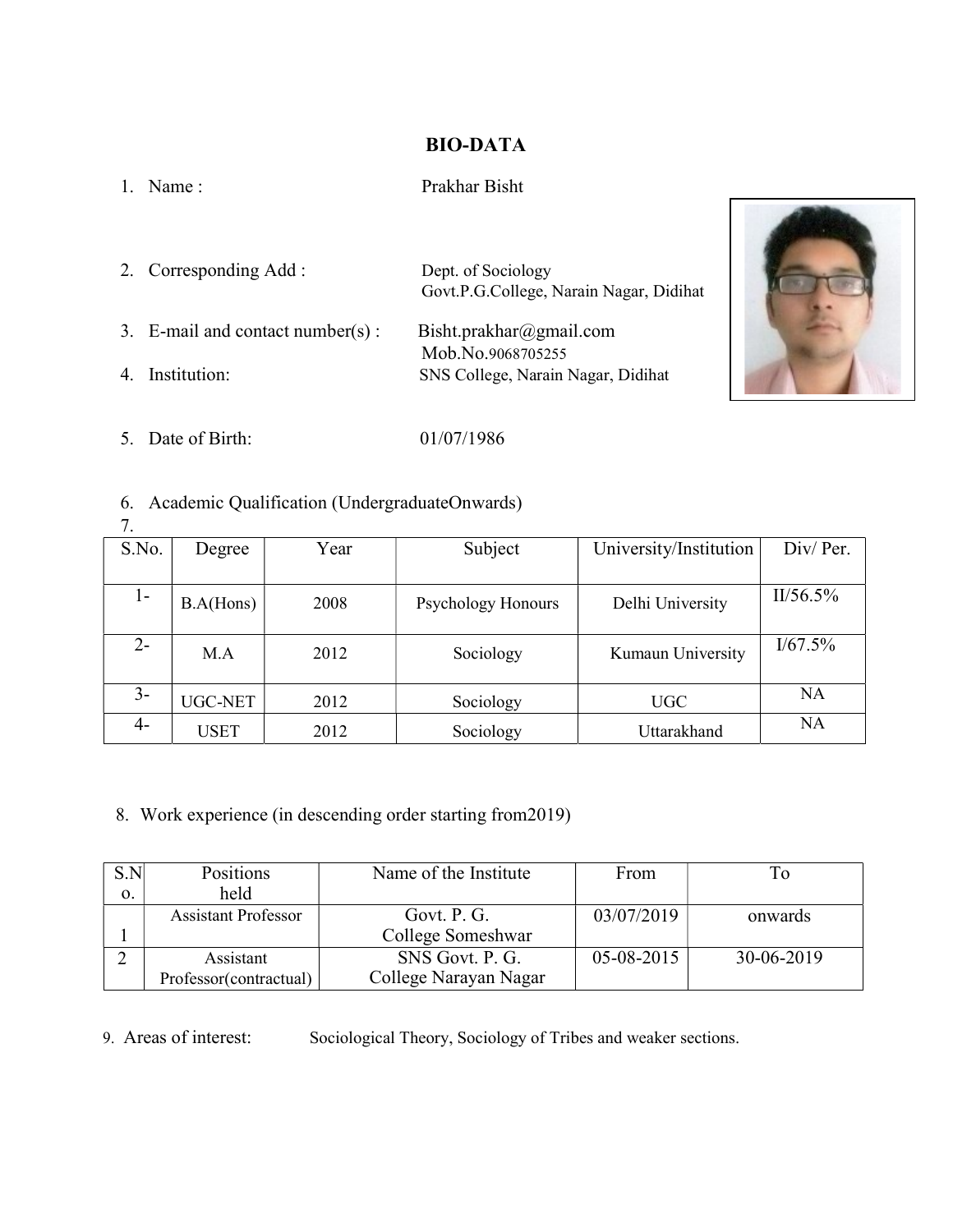# BIO-DATA

1. Name : Prakhar Bisht
2. Corresponding Add : Dept. of Sociology, Govt.P.G.College, Narain Nagar, Didihat
3. E-mail and contact number(s) : Bisht.prakhar@gmail.com, Mob.No.9068705255
4. Institution: SNS College, Narain Nagar, Didihat
5. Date of Birth: 01/07/1986
6. Academic Qualification (UndergraduateOnwards)
7.

| S.No. | Degree | Year | Subject | University/Institution | Div/ Per. |
|---|---|---|---|---|---|
| 1- | B.A(Hons) | 2008 | Psychology Honours | Delhi University | II/56.5% |
| 2- | M.A | 2012 | Sociology | Kumaun University | I/67.5% |
| 3- | UGC-NET | 2012 | Sociology | UGC | NA |
| 4- | USET | 2012 | Sociology | Uttarakhand | NA |

8. Work experience (in descending order starting from2019)

| S.No. | Positions held | Name of the Institute | From | To |
|---|---|---|---|---|
| 1 | Assistant Professor | Govt. P. G. College Someshwar | 03/07/2019 | onwards |
| 2 | Assistant Professor(contractual) | SNS Govt. P. G. College Narayan Nagar | 05-08-2015 | 30-06-2019 |

9. Areas of interest: Sociological Theory, Sociology of Tribes and weaker sections.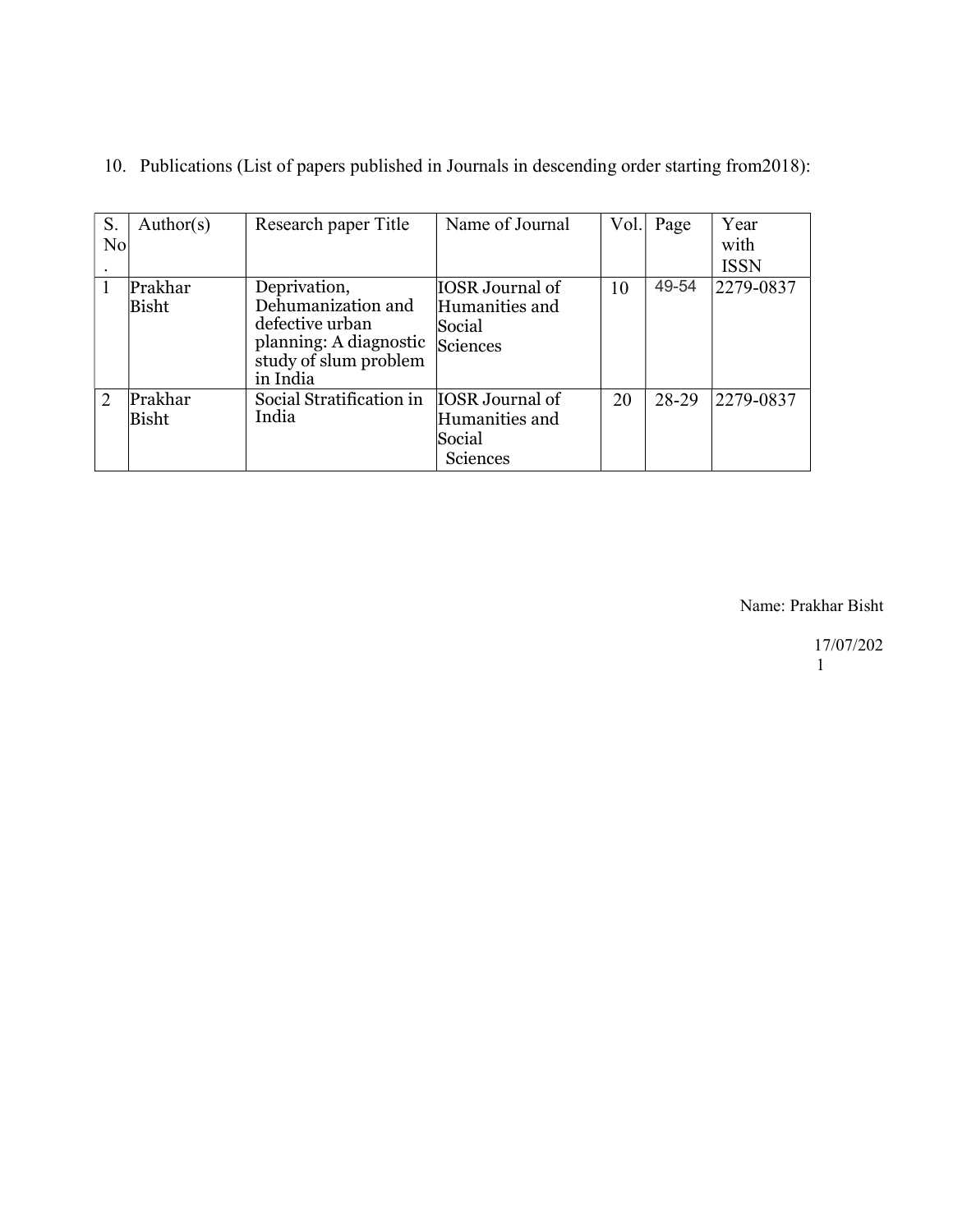10. Publications (List of papers published in Journals in descending order starting from2018):

| S. No. | Author(s) | Research paper Title | Name of Journal | Vol. | Page | Year with ISSN |
|---|---|---|---|---|---|---|
| 1 | Prakhar Bisht | Deprivation, Dehumanization and defective urban planning: A diagnostic study of slum problem in India | IOSR Journal of Humanities and Social Sciences | 10 | 49-54 | 2279-0837 |
| 2 | Prakhar Bisht | Social Stratification in India | IOSR Journal of Humanities and Social Sciences | 20 | 28-29 | 2279-0837 |

Name: Prakhar Bisht

17/07/2021